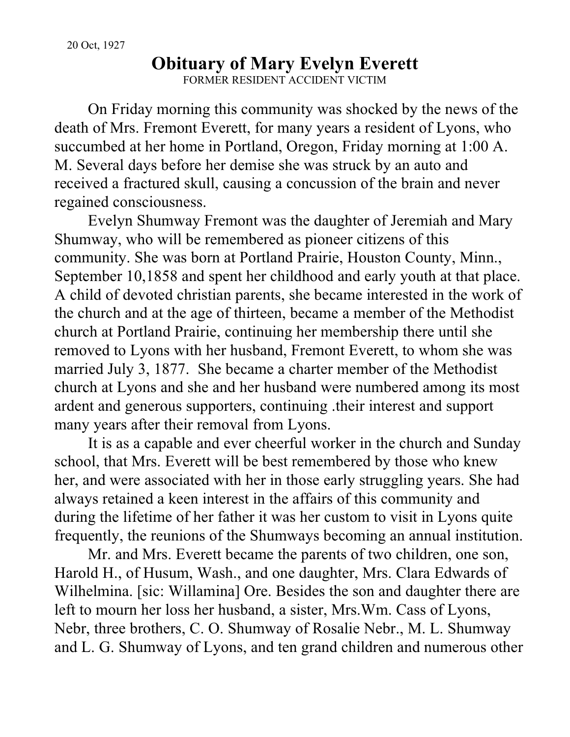20 Oct, 1927

# Obituary of Mary Evelyn Everett

FORMER RESIDENT ACCIDENT VICTIM

On Friday morning this community was shocked by the news of the death of Mrs. Fremont Everett, for many years a resident of Lyons, who succumbed at her home in Portland, Oregon, Friday morning at 1:00 A. M. Several days before her demise she was struck by an auto and received a fractured skull, causing a concussion of the brain and never regained consciousness.

Evelyn Shumway Fremont was the daughter of Jeremiah and Mary Shumway, who will be remembered as pioneer citizens of this community. She was born at Portland Prairie, Houston County, Minn., September 10,1858 and spent her childhood and early youth at that place. A child of devoted christian parents, she became interested in the work of the church and at the age of thirteen, became a member of the Methodist church at Portland Prairie, continuing her membership there until she removed to Lyons with her husband, Fremont Everett, to whom she was married July 3, 1877. She became a charter member of the Methodist church at Lyons and she and her husband were numbered among its most ardent and generous supporters, continuing .their interest and support many years after their removal from Lyons.

It is as a capable and ever cheerful worker in the church and Sunday school, that Mrs. Everett will be best remembered by those who knew her, and were associated with her in those early struggling years. She had always retained a keen interest in the affairs of this community and during the lifetime of her father it was her custom to visit in Lyons quite frequently, the reunions of the Shumways becoming an annual institution.

Mr. and Mrs. Everett became the parents of two children, one son, Harold H., of Husum, Wash., and one daughter, Mrs. Clara Edwards of Wilhelmina. [sic: Willamina] Ore. Besides the son and daughter there are left to mourn her loss her husband, a sister, Mrs.Wm. Cass of Lyons, Nebr, three brothers, C. O. Shumway of Rosalie Nebr., M. L. Shumway and L. G. Shumway of Lyons, and ten grand children and numerous other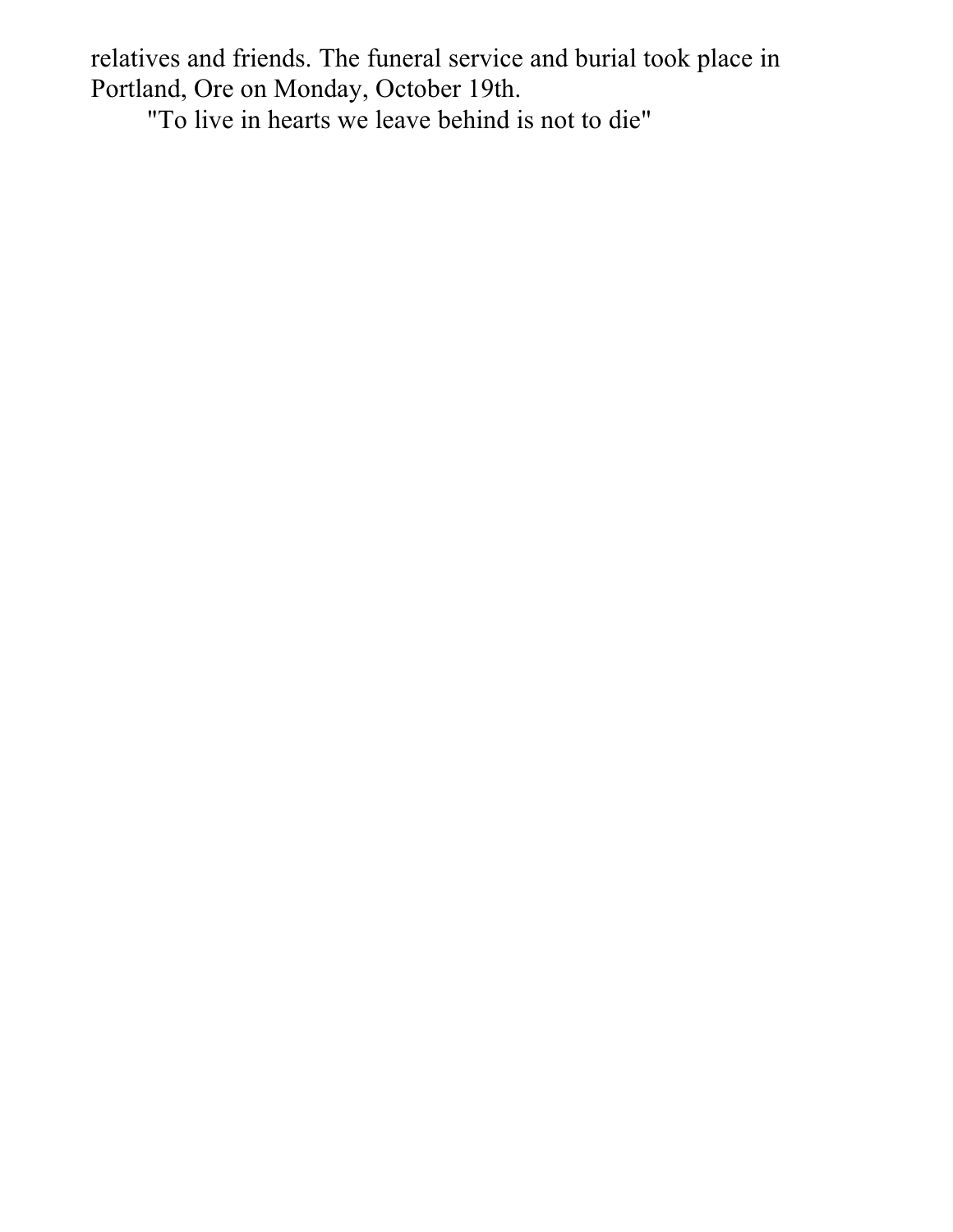relatives and friends. The funeral service and burial took place in Portland, Ore on Monday, October 19th.

"To live in hearts we leave behind is not to die"